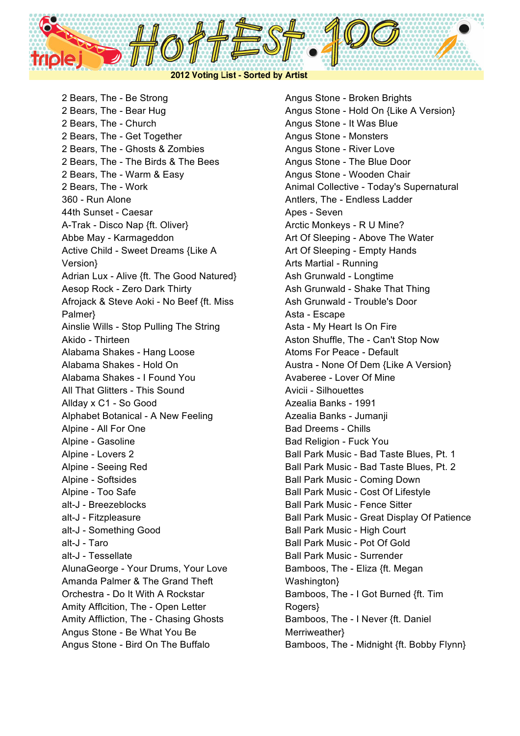# Hottest 100

## 2012 Voting List - Sorted by Artist

2 Bears, The - Be Strong
2 Bears, The - Bear Hug
2 Bears, The - Church
2 Bears, The - Get Together
2 Bears, The - Ghosts & Zombies
2 Bears, The - The Birds & The Bees
2 Bears, The - Warm & Easy
2 Bears, The - Work
360 - Run Alone
44th Sunset - Caesar
A-Trak - Disco Nap {ft. Oliver}
Abbe May - Karmageddon
Active Child - Sweet Dreams {Like A Version}
Adrian Lux - Alive {ft. The Good Natured}
Aesop Rock - Zero Dark Thirty
Afrojack & Steve Aoki - No Beef {ft. Miss Palmer}
Ainslie Wills - Stop Pulling The String
Akido - Thirteen
Alabama Shakes - Hang Loose
Alabama Shakes - Hold On
Alabama Shakes - I Found You
All That Glitters - This Sound
Allday x C1 - So Good
Alphabet Botanical - A New Feeling
Alpine - All For One
Alpine - Gasoline
Alpine - Lovers 2
Alpine - Seeing Red
Alpine - Softsides
Alpine - Too Safe
alt-J - Breezeblocks
alt-J - Fitzpleasure
alt-J - Something Good
alt-J - Taro
alt-J - Tessellate
AlunaGeorge - Your Drums, Your Love
Amanda Palmer & The Grand Theft Orchestra - Do It With A Rockstar
Amity Afflcition, The - Open Letter
Amity Affliction, The - Chasing Ghosts
Angus Stone - Be What You Be
Angus Stone - Bird On The Buffalo
Angus Stone - Broken Brights
Angus Stone - Hold On {Like A Version}
Angus Stone - It Was Blue
Angus Stone - Monsters
Angus Stone - River Love
Angus Stone - The Blue Door
Angus Stone - Wooden Chair
Animal Collective - Today's Supernatural
Antlers, The - Endless Ladder
Apes - Seven
Arctic Monkeys - R U Mine?
Art Of Sleeping - Above The Water
Art Of Sleeping - Empty Hands
Arts Martial - Running
Ash Grunwald - Longtime
Ash Grunwald - Shake That Thing
Ash Grunwald - Trouble's Door
Asta - Escape
Asta - My Heart Is On Fire
Aston Shuffle, The - Can't Stop Now
Atoms For Peace - Default
Austra - None Of Dem {Like A Version}
Avaberee - Lover Of Mine
Avicii - Silhouettes
Azealia Banks - 1991
Azealia Banks - Jumanji
Bad Dreems - Chills
Bad Religion - Fuck You
Ball Park Music - Bad Taste Blues, Pt. 1
Ball Park Music - Bad Taste Blues, Pt. 2
Ball Park Music - Coming Down
Ball Park Music - Cost Of Lifestyle
Ball Park Music - Fence Sitter
Ball Park Music - Great Display Of Patience
Ball Park Music - High Court
Ball Park Music - Pot Of Gold
Ball Park Music - Surrender
Bamboos, The - Eliza {ft. Megan Washington}
Bamboos, The - I Got Burned {ft. Tim Rogers}
Bamboos, The - I Never {ft. Daniel Merriweather}
Bamboos, The - Midnight {ft. Bobby Flynn}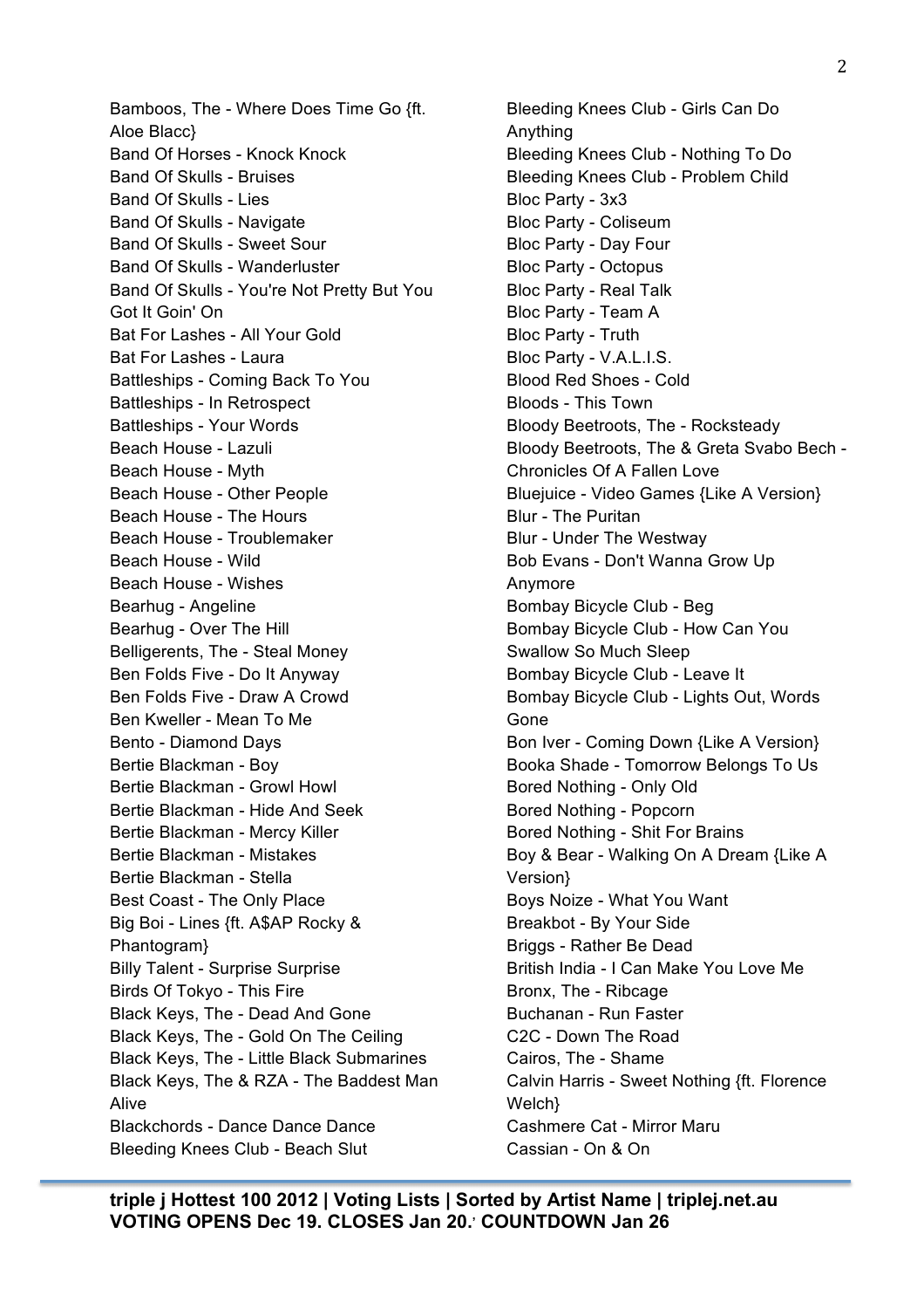Bamboos, The - Where Does Time Go {ft. Aloe Blacc}
Band Of Horses - Knock Knock
Band Of Skulls - Bruises
Band Of Skulls - Lies
Band Of Skulls - Navigate
Band Of Skulls - Sweet Sour
Band Of Skulls - Wanderluster
Band Of Skulls - You're Not Pretty But You Got It Goin' On
Bat For Lashes - All Your Gold
Bat For Lashes - Laura
Battleships - Coming Back To You
Battleships - In Retrospect
Battleships - Your Words
Beach House - Lazuli
Beach House - Myth
Beach House - Other People
Beach House - The Hours
Beach House - Troublemaker
Beach House - Wild
Beach House - Wishes
Bearhug - Angeline
Bearhug - Over The Hill
Belligerents, The - Steal Money
Ben Folds Five - Do It Anyway
Ben Folds Five - Draw A Crowd
Ben Kweller - Mean To Me
Bento - Diamond Days
Bertie Blackman - Boy
Bertie Blackman - Growl Howl
Bertie Blackman - Hide And Seek
Bertie Blackman - Mercy Killer
Bertie Blackman - Mistakes
Bertie Blackman - Stella
Best Coast - The Only Place
Big Boi - Lines {ft. A$AP Rocky & Phantogram}
Billy Talent - Surprise Surprise
Birds Of Tokyo - This Fire
Black Keys, The - Dead And Gone
Black Keys, The - Gold On The Ceiling
Black Keys, The - Little Black Submarines
Black Keys, The & RZA - The Baddest Man Alive
Blackchords - Dance Dance Dance
Bleeding Knees Club - Beach Slut
Bleeding Knees Club - Girls Can Do Anything
Bleeding Knees Club - Nothing To Do
Bleeding Knees Club - Problem Child
Bloc Party - 3x3
Bloc Party - Coliseum
Bloc Party - Day Four
Bloc Party - Octopus
Bloc Party - Real Talk
Bloc Party - Team A
Bloc Party - Truth
Bloc Party - V.A.L.I.S.
Blood Red Shoes - Cold
Bloods - This Town
Bloody Beetroots, The - Rocksteady
Bloody Beetroots, The & Greta Svabo Bech - Chronicles Of A Fallen Love
Bluejuice - Video Games {Like A Version}
Blur - The Puritan
Blur - Under The Westway
Bob Evans - Don't Wanna Grow Up Anymore
Bombay Bicycle Club - Beg
Bombay Bicycle Club - How Can You Swallow So Much Sleep
Bombay Bicycle Club - Leave It
Bombay Bicycle Club - Lights Out, Words Gone
Bon Iver - Coming Down {Like A Version}
Booka Shade - Tomorrow Belongs To Us
Bored Nothing - Only Old
Bored Nothing - Popcorn
Bored Nothing - Shit For Brains
Boy & Bear - Walking On A Dream {Like A Version}
Boys Noize - What You Want
Breakbot - By Your Side
Briggs - Rather Be Dead
British India - I Can Make You Love Me
Bronx, The - Ribcage
Buchanan - Run Faster
C2C - Down The Road
Cairos, The - Shame
Calvin Harris - Sweet Nothing {ft. Florence Welch}
Cashmere Cat - Mirror Maru
Cassian - On & On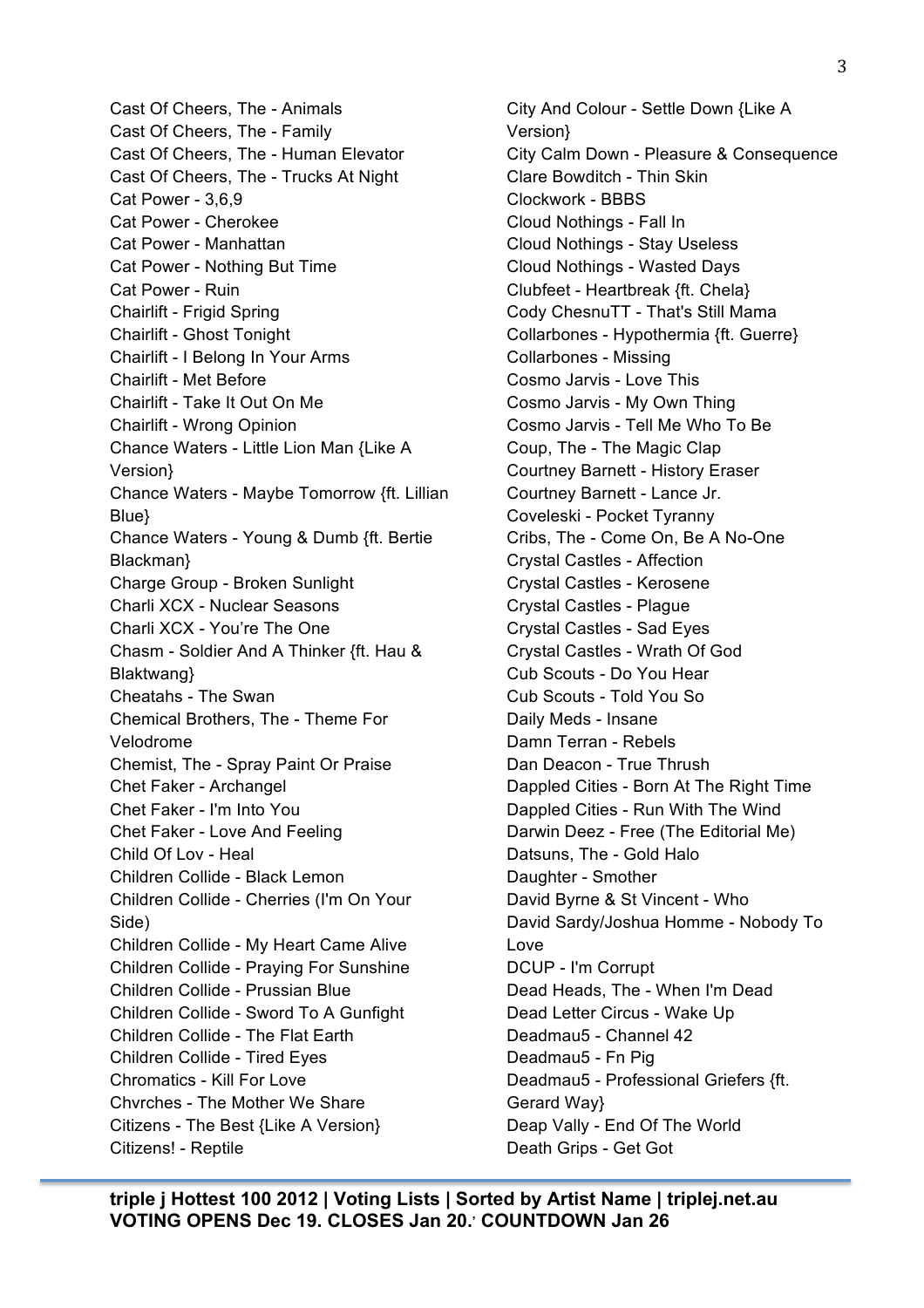Cast Of Cheers, The - Animals
Cast Of Cheers, The - Family
Cast Of Cheers, The - Human Elevator
Cast Of Cheers, The - Trucks At Night
Cat Power - 3,6,9
Cat Power - Cherokee
Cat Power - Manhattan
Cat Power - Nothing But Time
Cat Power - Ruin
Chairlift - Frigid Spring
Chairlift - Ghost Tonight
Chairlift - I Belong In Your Arms
Chairlift - Met Before
Chairlift - Take It Out On Me
Chairlift - Wrong Opinion
Chance Waters - Little Lion Man {Like A Version}
Chance Waters - Maybe Tomorrow {ft. Lillian Blue}
Chance Waters - Young & Dumb {ft. Bertie Blackman}
Charge Group - Broken Sunlight
Charli XCX - Nuclear Seasons
Charli XCX - You're The One
Chasm - Soldier And A Thinker {ft. Hau & Blaktwang}
Cheatahs - The Swan
Chemical Brothers, The - Theme For Velodrome
Chemist, The - Spray Paint Or Praise
Chet Faker - Archangel
Chet Faker - I'm Into You
Chet Faker - Love And Feeling
Child Of Lov - Heal
Children Collide - Black Lemon
Children Collide - Cherries (I'm On Your Side)
Children Collide - My Heart Came Alive
Children Collide - Praying For Sunshine
Children Collide - Prussian Blue
Children Collide - Sword To A Gunfight
Children Collide - The Flat Earth
Children Collide - Tired Eyes
Chromatics - Kill For Love
Chvrches - The Mother We Share
Citizens - The Best {Like A Version}
Citizens! - Reptile
City And Colour - Settle Down {Like A Version}
City Calm Down - Pleasure & Consequence
Clare Bowditch - Thin Skin
Clockwork - BBBS
Cloud Nothings - Fall In
Cloud Nothings - Stay Useless
Cloud Nothings - Wasted Days
Clubfeet - Heartbreak {ft. Chela}
Cody ChesnuTT - That's Still Mama
Collarbones - Hypothermia {ft. Guerre}
Collarbones - Missing
Cosmo Jarvis - Love This
Cosmo Jarvis - My Own Thing
Cosmo Jarvis - Tell Me Who To Be
Coup, The - The Magic Clap
Courtney Barnett - History Eraser
Courtney Barnett - Lance Jr.
Coveleski - Pocket Tyranny
Cribs, The - Come On, Be A No-One
Crystal Castles - Affection
Crystal Castles - Kerosene
Crystal Castles - Plague
Crystal Castles - Sad Eyes
Crystal Castles - Wrath Of God
Cub Scouts - Do You Hear
Cub Scouts - Told You So
Daily Meds - Insane
Damn Terran - Rebels
Dan Deacon - True Thrush
Dappled Cities - Born At The Right Time
Dappled Cities - Run With The Wind
Darwin Deez - Free (The Editorial Me)
Datsuns, The - Gold Halo
Daughter - Smother
David Byrne & St Vincent - Who
David Sardy/Joshua Homme - Nobody To Love
DCUP - I'm Corrupt
Dead Heads, The - When I'm Dead
Dead Letter Circus - Wake Up
Deadmau5 - Channel 42
Deadmau5 - Fn Pig
Deadmau5 - Professional Griefers {ft. Gerard Way}
Deap Vally - End Of The World
Death Grips - Get Got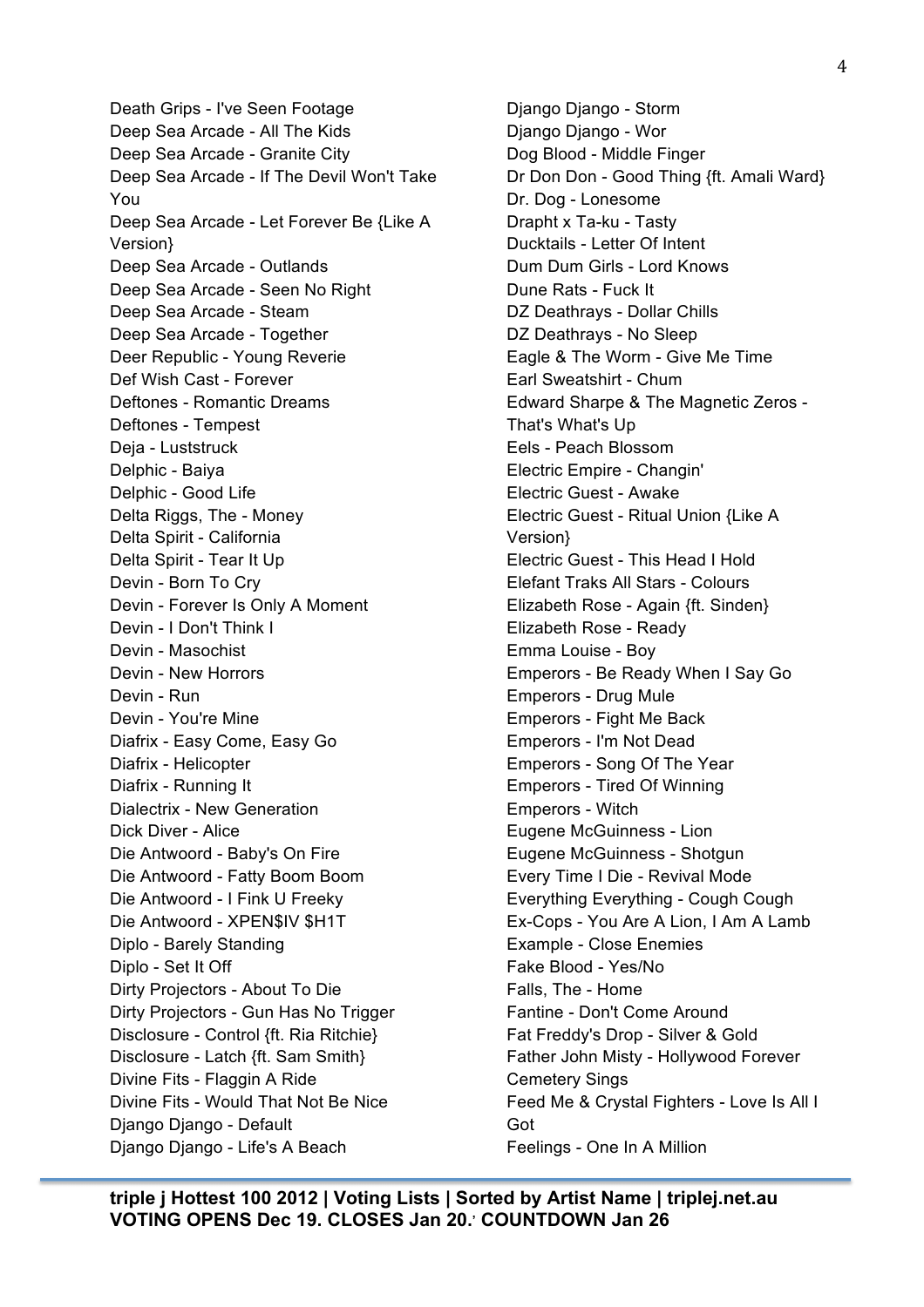Death Grips - I've Seen Footage
Deep Sea Arcade - All The Kids
Deep Sea Arcade - Granite City
Deep Sea Arcade - If The Devil Won't Take You
Deep Sea Arcade - Let Forever Be {Like A Version}
Deep Sea Arcade - Outlands
Deep Sea Arcade - Seen No Right
Deep Sea Arcade - Steam
Deep Sea Arcade - Together
Deer Republic - Young Reverie
Def Wish Cast - Forever
Deftones - Romantic Dreams
Deftones - Tempest
Deja - Luststruck
Delphic - Baiya
Delphic - Good Life
Delta Riggs, The - Money
Delta Spirit - California
Delta Spirit - Tear It Up
Devin - Born To Cry
Devin - Forever Is Only A Moment
Devin - I Don't Think I
Devin - Masochist
Devin - New Horrors
Devin - Run
Devin - You're Mine
Diafrix - Easy Come, Easy Go
Diafrix - Helicopter
Diafrix - Running It
Dialectrix - New Generation
Dick Diver - Alice
Die Antwoord - Baby's On Fire
Die Antwoord - Fatty Boom Boom
Die Antwoord - I Fink U Freeky
Die Antwoord - XPEN$IV $H1T
Diplo - Barely Standing
Diplo - Set It Off
Dirty Projectors - About To Die
Dirty Projectors - Gun Has No Trigger
Disclosure - Control {ft. Ria Ritchie}
Disclosure - Latch {ft. Sam Smith}
Divine Fits - Flaggin A Ride
Divine Fits - Would That Not Be Nice
Django Django - Default
Django Django - Life's A Beach
Django Django - Storm
Django Django - Wor
Dog Blood - Middle Finger
Dr Don Don - Good Thing {ft. Amali Ward}
Dr. Dog - Lonesome
Drapht x Ta-ku - Tasty
Ducktails - Letter Of Intent
Dum Dum Girls - Lord Knows
Dune Rats - Fuck It
DZ Deathrays - Dollar Chills
DZ Deathrays - No Sleep
Eagle & The Worm - Give Me Time
Earl Sweatshirt - Chum
Edward Sharpe & The Magnetic Zeros - That's What's Up
Eels - Peach Blossom
Electric Empire - Changin'
Electric Guest - Awake
Electric Guest - Ritual Union {Like A Version}
Electric Guest - This Head I Hold
Elefant Traks All Stars - Colours
Elizabeth Rose - Again {ft. Sinden}
Elizabeth Rose - Ready
Emma Louise - Boy
Emperors - Be Ready When I Say Go
Emperors - Drug Mule
Emperors - Fight Me Back
Emperors - I'm Not Dead
Emperors - Song Of The Year
Emperors - Tired Of Winning
Emperors - Witch
Eugene McGuinness - Lion
Eugene McGuinness - Shotgun
Every Time I Die - Revival Mode
Everything Everything - Cough Cough
Ex-Cops - You Are A Lion, I Am A Lamb
Example - Close Enemies
Fake Blood - Yes/No
Falls, The - Home
Fantine - Don't Come Around
Fat Freddy's Drop - Silver & Gold
Father John Misty - Hollywood Forever Cemetery Sings
Feed Me & Crystal Fighters - Love Is All I Got
Feelings - One In A Million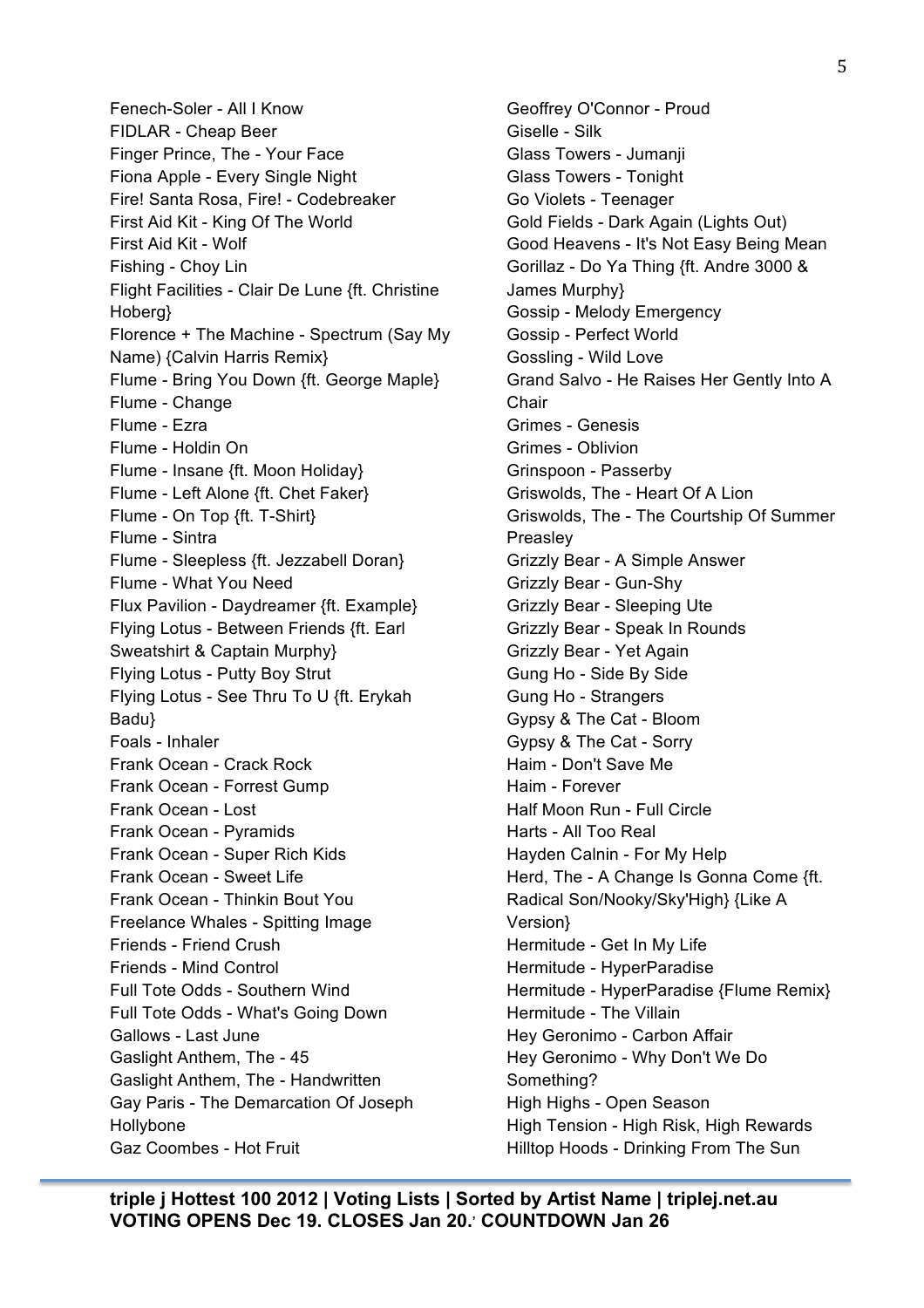Fenech-Soler - All I Know
FIDLAR - Cheap Beer
Finger Prince, The - Your Face
Fiona Apple - Every Single Night
Fire! Santa Rosa, Fire! - Codebreaker
First Aid Kit - King Of The World
First Aid Kit - Wolf
Fishing - Choy Lin
Flight Facilities - Clair De Lune {ft. Christine Hoberg}
Florence + The Machine - Spectrum (Say My Name) {Calvin Harris Remix}
Flume - Bring You Down {ft. George Maple}
Flume - Change
Flume - Ezra
Flume - Holdin On
Flume - Insane {ft. Moon Holiday}
Flume - Left Alone {ft. Chet Faker}
Flume - On Top {ft. T-Shirt}
Flume - Sintra
Flume - Sleepless {ft. Jezzabell Doran}
Flume - What You Need
Flux Pavilion - Daydreamer {ft. Example}
Flying Lotus - Between Friends {ft. Earl Sweatshirt & Captain Murphy}
Flying Lotus - Putty Boy Strut
Flying Lotus - See Thru To U {ft. Erykah Badu}
Foals - Inhaler
Frank Ocean - Crack Rock
Frank Ocean - Forrest Gump
Frank Ocean - Lost
Frank Ocean - Pyramids
Frank Ocean - Super Rich Kids
Frank Ocean - Sweet Life
Frank Ocean - Thinkin Bout You
Freelance Whales - Spitting Image
Friends - Friend Crush
Friends - Mind Control
Full Tote Odds - Southern Wind
Full Tote Odds - What's Going Down
Gallows - Last June
Gaslight Anthem, The - 45
Gaslight Anthem, The - Handwritten
Gay Paris - The Demarcation Of Joseph Hollybone
Gaz Coombes - Hot Fruit
Geoffrey O'Connor - Proud
Giselle - Silk
Glass Towers - Jumanji
Glass Towers - Tonight
Go Violets - Teenager
Gold Fields - Dark Again (Lights Out)
Good Heavens - It's Not Easy Being Mean
Gorillaz - Do Ya Thing {ft. Andre 3000 & James Murphy}
Gossip - Melody Emergency
Gossip - Perfect World
Gossling - Wild Love
Grand Salvo - He Raises Her Gently Into A Chair
Grimes - Genesis
Grimes - Oblivion
Grinspoon - Passerby
Griswolds, The - Heart Of A Lion
Griswolds, The - The Courtship Of Summer Preasley
Grizzly Bear - A Simple Answer
Grizzly Bear - Gun-Shy
Grizzly Bear - Sleeping Ute
Grizzly Bear - Speak In Rounds
Grizzly Bear - Yet Again
Gung Ho - Side By Side
Gung Ho - Strangers
Gypsy & The Cat - Bloom
Gypsy & The Cat - Sorry
Haim - Don't Save Me
Haim - Forever
Half Moon Run - Full Circle
Harts - All Too Real
Hayden Calnin - For My Help
Herd, The - A Change Is Gonna Come {ft. Radical Son/Nooky/Sky'High} {Like A Version}
Hermitude - Get In My Life
Hermitude - HyperParadise
Hermitude - HyperParadise {Flume Remix}
Hermitude - The Villain
Hey Geronimo - Carbon Affair
Hey Geronimo - Why Don't We Do Something?
High Highs - Open Season
High Tension - High Risk, High Rewards
Hilltop Hoods - Drinking From The Sun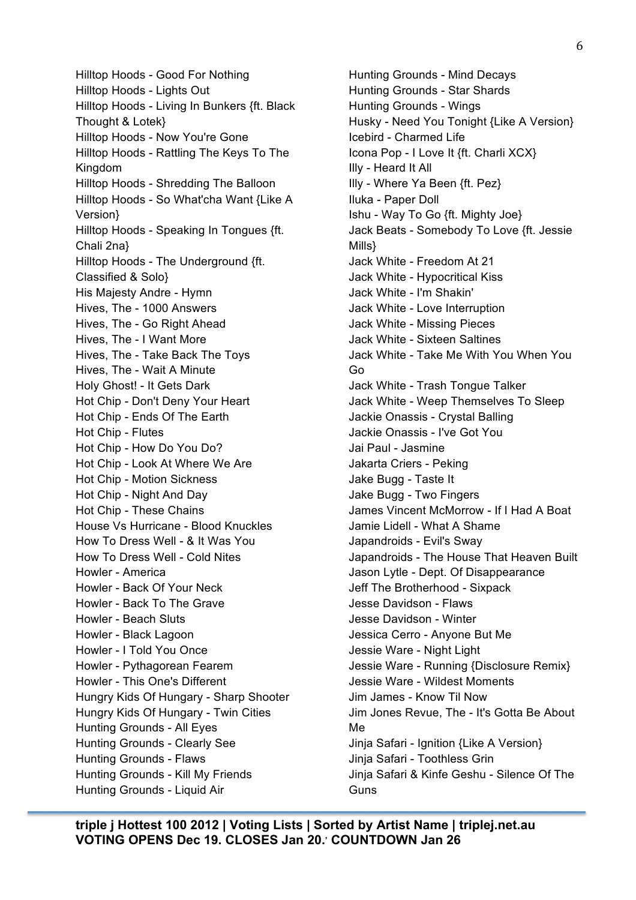Hilltop Hoods - Good For Nothing
Hilltop Hoods - Lights Out
Hilltop Hoods - Living In Bunkers {ft. Black Thought & Lotek}
Hilltop Hoods - Now You're Gone
Hilltop Hoods - Rattling The Keys To The Kingdom
Hilltop Hoods - Shredding The Balloon
Hilltop Hoods - So What'cha Want {Like A Version}
Hilltop Hoods - Speaking In Tongues {ft. Chali 2na}
Hilltop Hoods - The Underground {ft. Classified & Solo}
His Majesty Andre - Hymn
Hives, The - 1000 Answers
Hives, The - Go Right Ahead
Hives, The - I Want More
Hives, The - Take Back The Toys
Hives, The - Wait A Minute
Holy Ghost! - It Gets Dark
Hot Chip - Don't Deny Your Heart
Hot Chip - Ends Of The Earth
Hot Chip - Flutes
Hot Chip - How Do You Do?
Hot Chip - Look At Where We Are
Hot Chip - Motion Sickness
Hot Chip - Night And Day
Hot Chip - These Chains
House Vs Hurricane - Blood Knuckles
How To Dress Well - & It Was You
How To Dress Well - Cold Nites
Howler - America
Howler - Back Of Your Neck
Howler - Back To The Grave
Howler - Beach Sluts
Howler - Black Lagoon
Howler - I Told You Once
Howler - Pythagorean Fearem
Howler - This One's Different
Hungry Kids Of Hungary - Sharp Shooter
Hungry Kids Of Hungary - Twin Cities
Hunting Grounds - All Eyes
Hunting Grounds - Clearly See
Hunting Grounds - Flaws
Hunting Grounds - Kill My Friends
Hunting Grounds - Liquid Air
Hunting Grounds - Mind Decays
Hunting Grounds - Star Shards
Hunting Grounds - Wings
Husky - Need You Tonight {Like A Version}
Icebird - Charmed Life
Icona Pop - I Love It {ft. Charli XCX}
Illy - Heard It All
Illy - Where Ya Been {ft. Pez}
Iluka - Paper Doll
Ishu - Way To Go {ft. Mighty Joe}
Jack Beats - Somebody To Love {ft. Jessie Mills}
Jack White - Freedom At 21
Jack White - Hypocritical Kiss
Jack White - I'm Shakin'
Jack White - Love Interruption
Jack White - Missing Pieces
Jack White - Sixteen Saltines
Jack White - Take Me With You When You Go
Jack White - Trash Tongue Talker
Jack White - Weep Themselves To Sleep
Jackie Onassis - Crystal Balling
Jackie Onassis - I've Got You
Jai Paul - Jasmine
Jakarta Criers - Peking
Jake Bugg - Taste It
Jake Bugg - Two Fingers
James Vincent McMorrow - If I Had A Boat
Jamie Lidell - What A Shame
Japandroids - Evil's Sway
Japandroids - The House That Heaven Built
Jason Lytle - Dept. Of Disappearance
Jeff The Brotherhood - Sixpack
Jesse Davidson - Flaws
Jesse Davidson - Winter
Jessica Cerro - Anyone But Me
Jessie Ware - Night Light
Jessie Ware - Running {Disclosure Remix}
Jessie Ware - Wildest Moments
Jim James - Know Til Now
Jim Jones Revue, The - It's Gotta Be About Me
Jinja Safari - Ignition {Like A Version}
Jinja Safari - Toothless Grin
Jinja Safari & Kinfe Geshu - Silence Of The Guns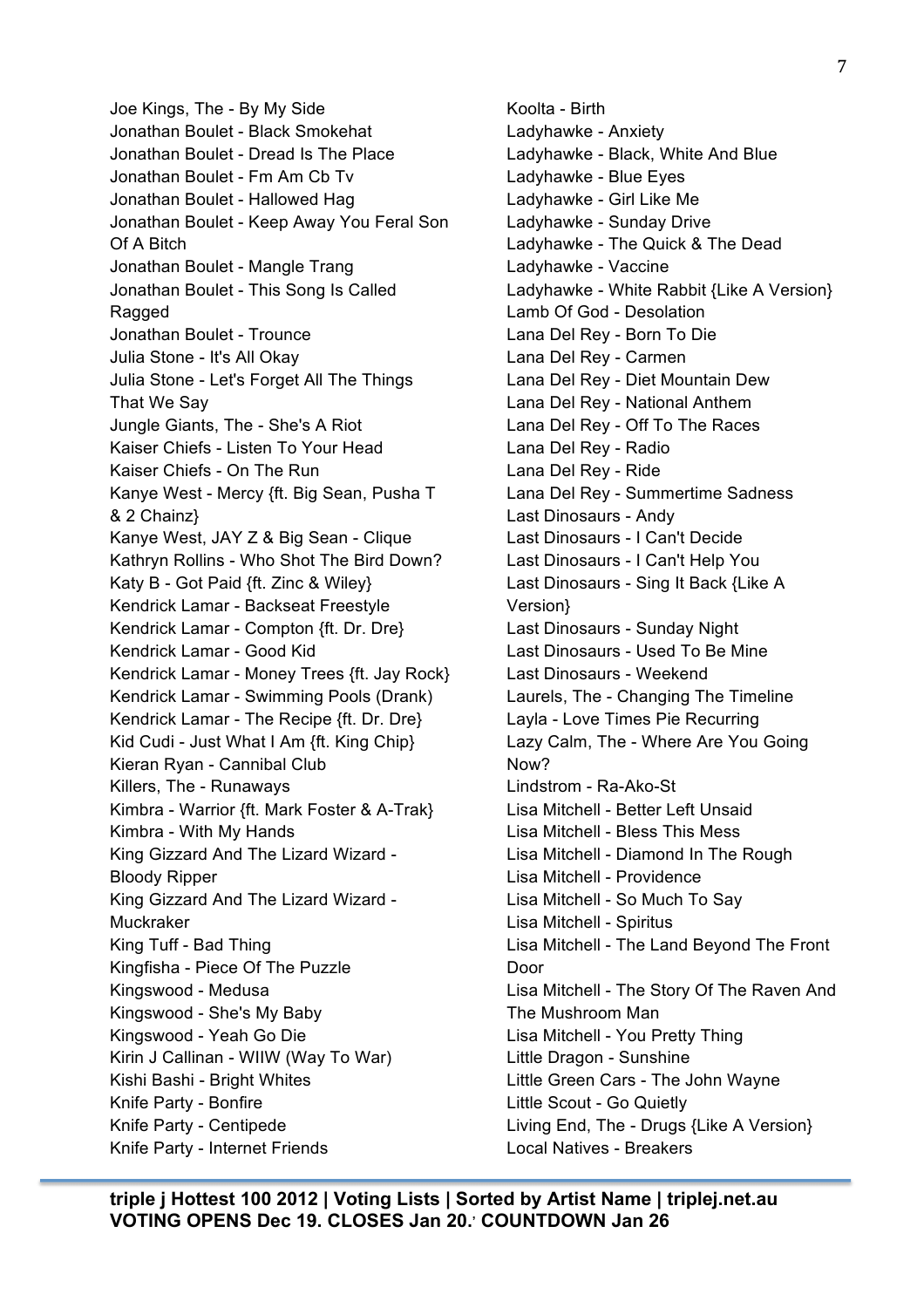Joe Kings, The - By My Side
Jonathan Boulet - Black Smokehat
Jonathan Boulet - Dread Is The Place
Jonathan Boulet - Fm Am Cb Tv
Jonathan Boulet - Hallowed Hag
Jonathan Boulet - Keep Away You Feral Son Of A Bitch
Jonathan Boulet - Mangle Trang
Jonathan Boulet - This Song Is Called Ragged
Jonathan Boulet - Trounce
Julia Stone - It's All Okay
Julia Stone - Let's Forget All The Things That We Say
Jungle Giants, The - She's A Riot
Kaiser Chiefs - Listen To Your Head
Kaiser Chiefs - On The Run
Kanye West - Mercy {ft. Big Sean, Pusha T & 2 Chainz}
Kanye West, JAY Z & Big Sean - Clique
Kathryn Rollins - Who Shot The Bird Down?
Katy B - Got Paid {ft. Zinc & Wiley}
Kendrick Lamar - Backseat Freestyle
Kendrick Lamar - Compton {ft. Dr. Dre}
Kendrick Lamar - Good Kid
Kendrick Lamar - Money Trees {ft. Jay Rock}
Kendrick Lamar - Swimming Pools (Drank)
Kendrick Lamar - The Recipe {ft. Dr. Dre}
Kid Cudi - Just What I Am {ft. King Chip}
Kieran Ryan - Cannibal Club
Killers, The - Runaways
Kimbra - Warrior {ft. Mark Foster & A-Trak}
Kimbra - With My Hands
King Gizzard And The Lizard Wizard - Bloody Ripper
King Gizzard And The Lizard Wizard - Muckraker
King Tuff - Bad Thing
Kingfisha - Piece Of The Puzzle
Kingswood - Medusa
Kingswood - She's My Baby
Kingswood - Yeah Go Die
Kirin J Callinan - WIIW (Way To War)
Kishi Bashi - Bright Whites
Knife Party - Bonfire
Knife Party - Centipede
Knife Party - Internet Friends
Koolta - Birth
Ladyhawke - Anxiety
Ladyhawke - Black, White And Blue
Ladyhawke - Blue Eyes
Ladyhawke - Girl Like Me
Ladyhawke - Sunday Drive
Ladyhawke - The Quick & The Dead
Ladyhawke - Vaccine
Ladyhawke - White Rabbit {Like A Version}
Lamb Of God - Desolation
Lana Del Rey - Born To Die
Lana Del Rey - Carmen
Lana Del Rey - Diet Mountain Dew
Lana Del Rey - National Anthem
Lana Del Rey - Off To The Races
Lana Del Rey - Radio
Lana Del Rey - Ride
Lana Del Rey - Summertime Sadness
Last Dinosaurs - Andy
Last Dinosaurs - I Can't Decide
Last Dinosaurs - I Can't Help You
Last Dinosaurs - Sing It Back {Like A Version}
Last Dinosaurs - Sunday Night
Last Dinosaurs - Used To Be Mine
Last Dinosaurs - Weekend
Laurels, The - Changing The Timeline
Layla - Love Times Pie Recurring
Lazy Calm, The - Where Are You Going Now?
Lindstrom - Ra-Ako-St
Lisa Mitchell - Better Left Unsaid
Lisa Mitchell - Bless This Mess
Lisa Mitchell - Diamond In The Rough
Lisa Mitchell - Providence
Lisa Mitchell - So Much To Say
Lisa Mitchell - Spiritus
Lisa Mitchell - The Land Beyond The Front Door
Lisa Mitchell - The Story Of The Raven And The Mushroom Man
Lisa Mitchell - You Pretty Thing
Little Dragon - Sunshine
Little Green Cars - The John Wayne
Little Scout - Go Quietly
Living End, The - Drugs {Like A Version}
Local Natives - Breakers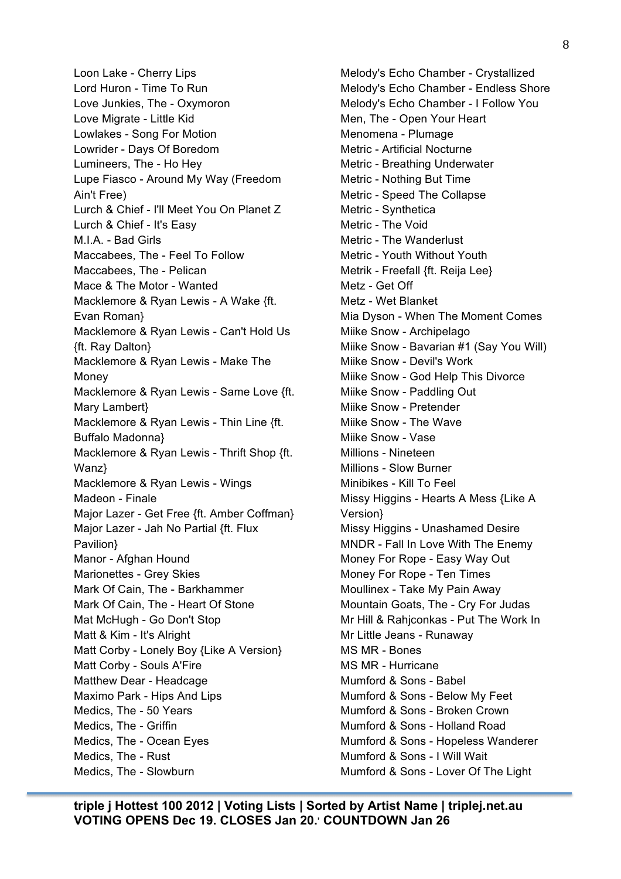Loon Lake - Cherry Lips
Lord Huron - Time To Run
Love Junkies, The - Oxymoron
Love Migrate - Little Kid
Lowlakes - Song For Motion
Lowrider - Days Of Boredom
Lumineers, The - Ho Hey
Lupe Fiasco - Around My Way (Freedom Ain't Free)
Lurch & Chief - I'll Meet You On Planet Z
Lurch & Chief - It's Easy
M.I.A. - Bad Girls
Maccabees, The - Feel To Follow
Maccabees, The - Pelican
Mace & The Motor - Wanted
Macklemore & Ryan Lewis - A Wake {ft. Evan Roman}
Macklemore & Ryan Lewis - Can't Hold Us {ft. Ray Dalton}
Macklemore & Ryan Lewis - Make The Money
Macklemore & Ryan Lewis - Same Love {ft. Mary Lambert}
Macklemore & Ryan Lewis - Thin Line {ft. Buffalo Madonna}
Macklemore & Ryan Lewis - Thrift Shop {ft. Wanz}
Macklemore & Ryan Lewis - Wings
Madeon - Finale
Major Lazer - Get Free {ft. Amber Coffman}
Major Lazer - Jah No Partial {ft. Flux Pavilion}
Manor - Afghan Hound
Marionettes - Grey Skies
Mark Of Cain, The - Barkhammer
Mark Of Cain, The - Heart Of Stone
Mat McHugh - Go Don't Stop
Matt & Kim - It's Alright
Matt Corby - Lonely Boy {Like A Version}
Matt Corby - Souls A'Fire
Matthew Dear - Headcage
Maximo Park - Hips And Lips
Medics, The - 50 Years
Medics, The - Griffin
Medics, The - Ocean Eyes
Medics, The - Rust
Medics, The - Slowburn
Melody's Echo Chamber - Crystallized
Melody's Echo Chamber - Endless Shore
Melody's Echo Chamber - I Follow You
Men, The - Open Your Heart
Menomena - Plumage
Metric - Artificial Nocturne
Metric - Breathing Underwater
Metric - Nothing But Time
Metric - Speed The Collapse
Metric - Synthetica
Metric - The Void
Metric - The Wanderlust
Metric - Youth Without Youth
Metrik - Freefall {ft. Reija Lee}
Metz - Get Off
Metz - Wet Blanket
Mia Dyson - When The Moment Comes
Miike Snow - Archipelago
Miike Snow - Bavarian #1 (Say You Will)
Miike Snow - Devil's Work
Miike Snow - God Help This Divorce
Miike Snow - Paddling Out
Miike Snow - Pretender
Miike Snow - The Wave
Miike Snow - Vase
Millions - Nineteen
Millions - Slow Burner
Minibikes - Kill To Feel
Missy Higgins - Hearts A Mess {Like A Version}
Missy Higgins - Unashamed Desire
MNDR - Fall In Love With The Enemy
Money For Rope - Easy Way Out
Money For Rope - Ten Times
Moullinex - Take My Pain Away
Mountain Goats, The - Cry For Judas
Mr Hill & Rahjconkas - Put The Work In
Mr Little Jeans - Runaway
MS MR - Bones
MS MR - Hurricane
Mumford & Sons - Babel
Mumford & Sons - Below My Feet
Mumford & Sons - Broken Crown
Mumford & Sons - Holland Road
Mumford & Sons - Hopeless Wanderer
Mumford & Sons - I Will Wait
Mumford & Sons - Lover Of The Light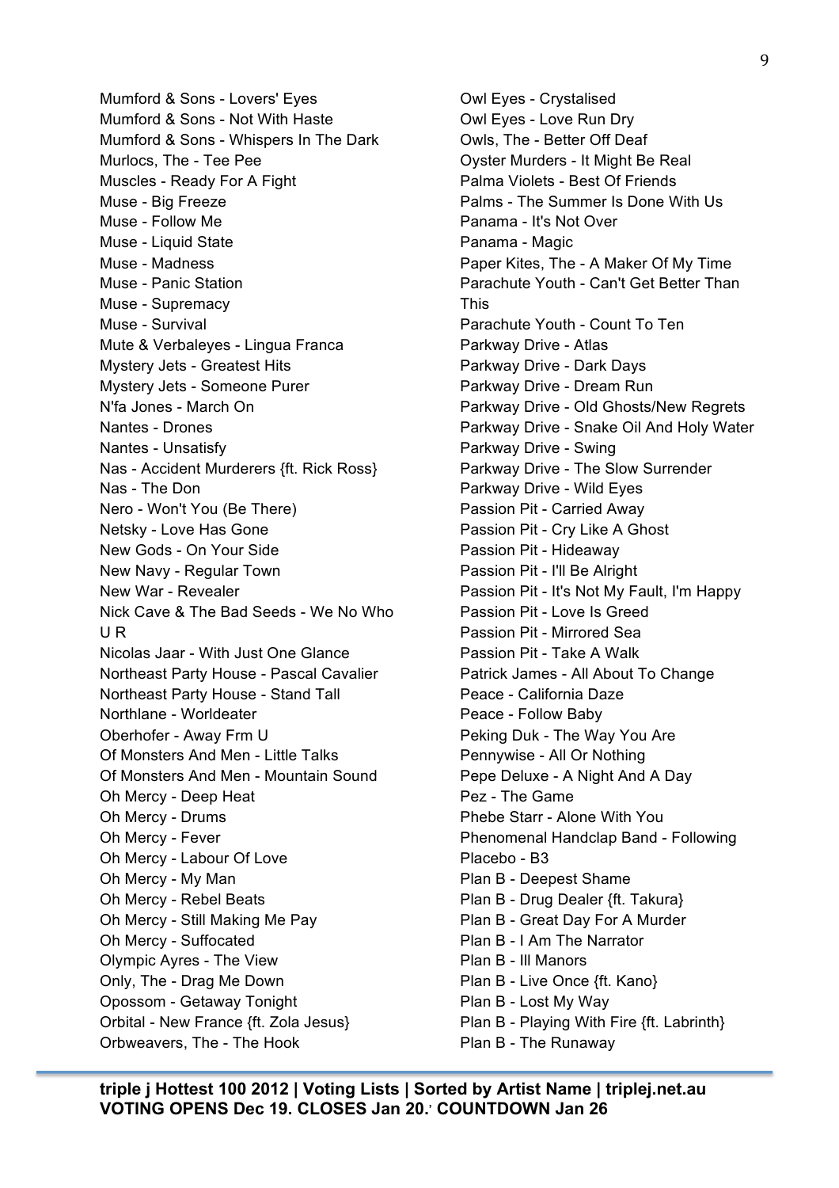Mumford & Sons - Lovers' Eyes
Mumford & Sons - Not With Haste
Mumford & Sons - Whispers In The Dark
Murlocs, The - Tee Pee
Muscles - Ready For A Fight
Muse - Big Freeze
Muse - Follow Me
Muse - Liquid State
Muse - Madness
Muse - Panic Station
Muse - Supremacy
Muse - Survival
Mute & Verbaleyes - Lingua Franca
Mystery Jets - Greatest Hits
Mystery Jets - Someone Purer
N'fa Jones - March On
Nantes - Drones
Nantes - Unsatisfy
Nas - Accident Murderers {ft. Rick Ross}
Nas - The Don
Nero - Won't You (Be There)
Netsky - Love Has Gone
New Gods - On Your Side
New Navy - Regular Town
New War - Revealer
Nick Cave & The Bad Seeds - We No Who U R
Nicolas Jaar - With Just One Glance
Northeast Party House - Pascal Cavalier
Northeast Party House - Stand Tall
Northlane - Worldeater
Oberhofer - Away Frm U
Of Monsters And Men - Little Talks
Of Monsters And Men - Mountain Sound
Oh Mercy - Deep Heat
Oh Mercy - Drums
Oh Mercy - Fever
Oh Mercy - Labour Of Love
Oh Mercy - My Man
Oh Mercy - Rebel Beats
Oh Mercy - Still Making Me Pay
Oh Mercy - Suffocated
Olympic Ayres - The View
Only, The - Drag Me Down
Opossom - Getaway Tonight
Orbital - New France {ft. Zola Jesus}
Orbweavers, The - The Hook
Owl Eyes - Crystalised
Owl Eyes - Love Run Dry
Owls, The - Better Off Deaf
Oyster Murders - It Might Be Real
Palma Violets - Best Of Friends
Palms - The Summer Is Done With Us
Panama - It's Not Over
Panama - Magic
Paper Kites, The - A Maker Of My Time
Parachute Youth - Can't Get Better Than This
Parachute Youth - Count To Ten
Parkway Drive - Atlas
Parkway Drive - Dark Days
Parkway Drive - Dream Run
Parkway Drive - Old Ghosts/New Regrets
Parkway Drive - Snake Oil And Holy Water
Parkway Drive - Swing
Parkway Drive - The Slow Surrender
Parkway Drive - Wild Eyes
Passion Pit - Carried Away
Passion Pit - Cry Like A Ghost
Passion Pit - Hideaway
Passion Pit - I'll Be Alright
Passion Pit - It's Not My Fault, I'm Happy
Passion Pit - Love Is Greed
Passion Pit - Mirrored Sea
Passion Pit - Take A Walk
Patrick James - All About To Change
Peace - California Daze
Peace - Follow Baby
Peking Duk - The Way You Are
Pennywise - All Or Nothing
Pepe Deluxe - A Night And A Day
Pez - The Game
Phebe Starr - Alone With You
Phenomenal Handclap Band - Following
Placebo - B3
Plan B - Deepest Shame
Plan B - Drug Dealer {ft. Takura}
Plan B - Great Day For A Murder
Plan B - I Am The Narrator
Plan B - Ill Manors
Plan B - Live Once {ft. Kano}
Plan B - Lost My Way
Plan B - Playing With Fire {ft. Labrinth}
Plan B - The Runaway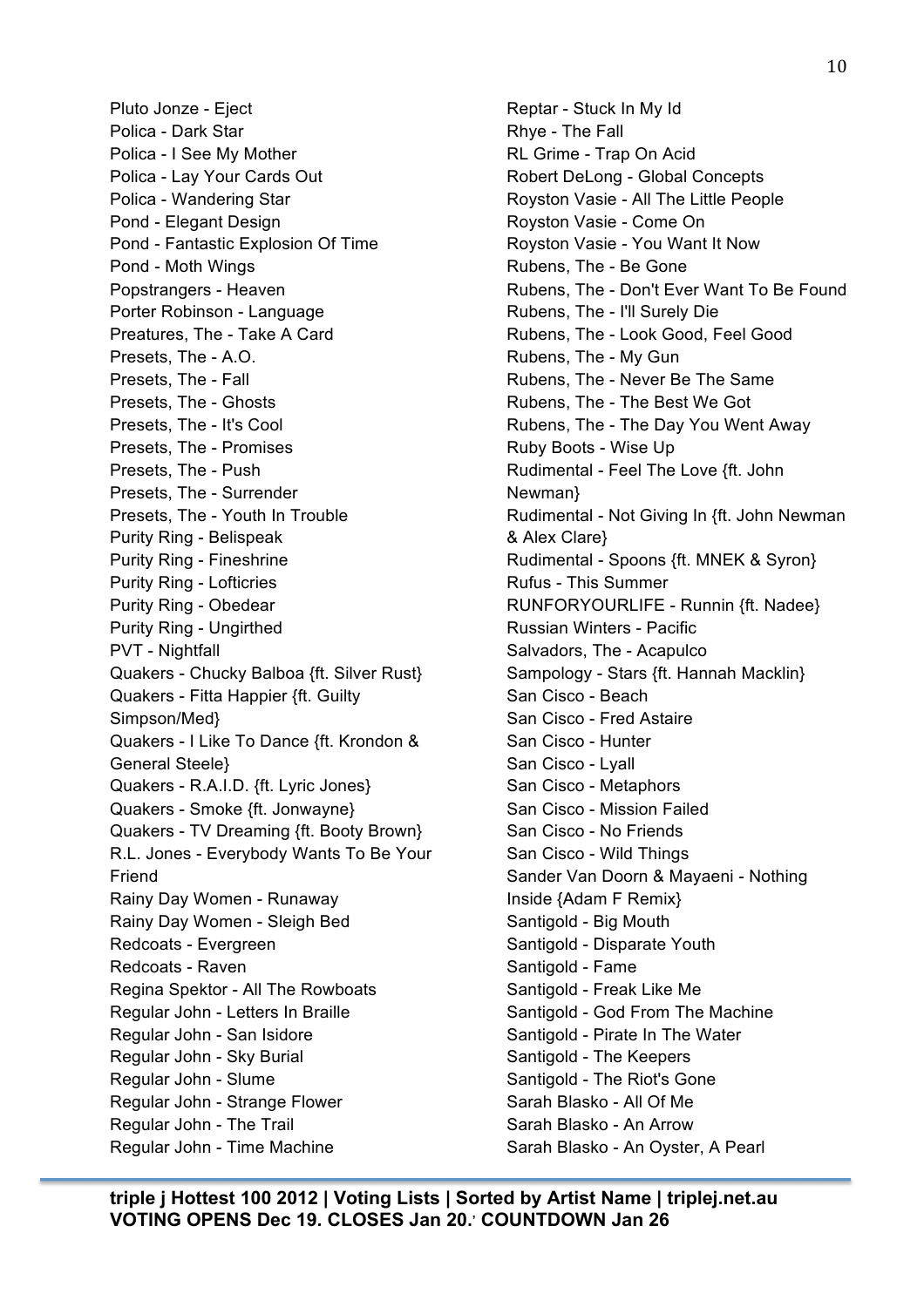Pluto Jonze - Eject
Polica - Dark Star
Polica - I See My Mother
Polica - Lay Your Cards Out
Polica - Wandering Star
Pond - Elegant Design
Pond - Fantastic Explosion Of Time
Pond - Moth Wings
Popstrangers - Heaven
Porter Robinson - Language
Preatures, The - Take A Card
Presets, The - A.O.
Presets, The - Fall
Presets, The - Ghosts
Presets, The - It's Cool
Presets, The - Promises
Presets, The - Push
Presets, The - Surrender
Presets, The - Youth In Trouble
Purity Ring - Belispeak
Purity Ring - Fineshrine
Purity Ring - Lofticries
Purity Ring - Obedear
Purity Ring - Ungirthed
PVT - Nightfall
Quakers - Chucky Balboa {ft. Silver Rust}
Quakers - Fitta Happier {ft. Guilty Simpson/Med}
Quakers - I Like To Dance {ft. Krondon & General Steele}
Quakers - R.A.I.D. {ft. Lyric Jones}
Quakers - Smoke {ft. Jonwayne}
Quakers - TV Dreaming {ft. Booty Brown}
R.L. Jones - Everybody Wants To Be Your Friend
Rainy Day Women - Runaway
Rainy Day Women - Sleigh Bed
Redcoats - Evergreen
Redcoats - Raven
Regina Spektor - All The Rowboats
Regular John - Letters In Braille
Regular John - San Isidore
Regular John - Sky Burial
Regular John - Slume
Regular John - Strange Flower
Regular John - The Trail
Regular John - Time Machine
Reptar - Stuck In My Id
Rhye - The Fall
RL Grime - Trap On Acid
Robert DeLong - Global Concepts
Royston Vasie - All The Little People
Royston Vasie - Come On
Royston Vasie - You Want It Now
Rubens, The - Be Gone
Rubens, The - Don't Ever Want To Be Found
Rubens, The - I'll Surely Die
Rubens, The - Look Good, Feel Good
Rubens, The - My Gun
Rubens, The - Never Be The Same
Rubens, The - The Best We Got
Rubens, The - The Day You Went Away
Ruby Boots - Wise Up
Rudimental - Feel The Love {ft. John Newman}
Rudimental - Not Giving In {ft. John Newman & Alex Clare}
Rudimental - Spoons {ft. MNEK & Syron}
Rufus - This Summer
RUNFORYOURLIFE - Runnin {ft. Nadee}
Russian Winters - Pacific
Salvadors, The - Acapulco
Sampology - Stars {ft. Hannah Macklin}
San Cisco - Beach
San Cisco - Fred Astaire
San Cisco - Hunter
San Cisco - Lyall
San Cisco - Metaphors
San Cisco - Mission Failed
San Cisco - No Friends
San Cisco - Wild Things
Sander Van Doorn & Mayaeni - Nothing Inside {Adam F Remix}
Santigold - Big Mouth
Santigold - Disparate Youth
Santigold - Fame
Santigold - Freak Like Me
Santigold - God From The Machine
Santigold - Pirate In The Water
Santigold - The Keepers
Santigold - The Riot's Gone
Sarah Blasko - All Of Me
Sarah Blasko - An Arrow
Sarah Blasko - An Oyster, A Pearl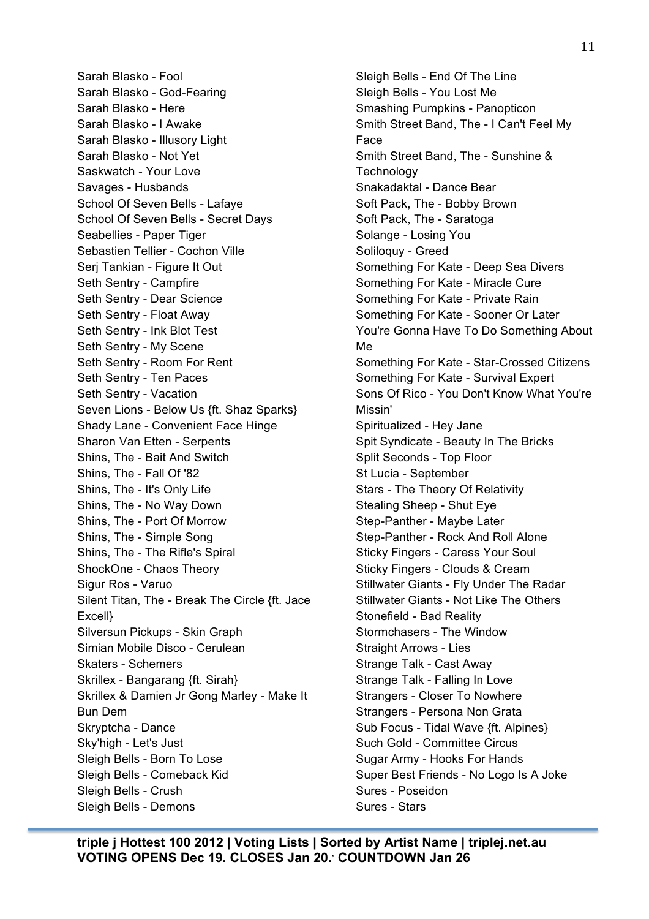Sarah Blasko - Fool
Sarah Blasko - God-Fearing
Sarah Blasko - Here
Sarah Blasko - I Awake
Sarah Blasko - Illusory Light
Sarah Blasko - Not Yet
Saskwatch - Your Love
Savages - Husbands
School Of Seven Bells - Lafaye
School Of Seven Bells - Secret Days
Seabellies - Paper Tiger
Sebastien Tellier - Cochon Ville
Serj Tankian - Figure It Out
Seth Sentry - Campfire
Seth Sentry - Dear Science
Seth Sentry - Float Away
Seth Sentry - Ink Blot Test
Seth Sentry - My Scene
Seth Sentry - Room For Rent
Seth Sentry - Ten Paces
Seth Sentry - Vacation
Seven Lions - Below Us {ft. Shaz Sparks}
Shady Lane - Convenient Face Hinge
Sharon Van Etten - Serpents
Shins, The - Bait And Switch
Shins, The - Fall Of '82
Shins, The - It's Only Life
Shins, The - No Way Down
Shins, The - Port Of Morrow
Shins, The - Simple Song
Shins, The - The Rifle's Spiral
ShockOne - Chaos Theory
Sigur Ros - Varuo
Silent Titan, The - Break The Circle {ft. Jace Excell}
Silversun Pickups - Skin Graph
Simian Mobile Disco - Cerulean
Skaters - Schemers
Skrillex - Bangarang {ft. Sirah}
Skrillex & Damien Jr Gong Marley - Make It Bun Dem
Skryptcha - Dance
Sky'high - Let's Just
Sleigh Bells - Born To Lose
Sleigh Bells - Comeback Kid
Sleigh Bells - Crush
Sleigh Bells - Demons
Sleigh Bells - End Of The Line
Sleigh Bells - You Lost Me
Smashing Pumpkins - Panopticon
Smith Street Band, The - I Can't Feel My Face
Smith Street Band, The - Sunshine & Technology
Snakadaktal - Dance Bear
Soft Pack, The - Bobby Brown
Soft Pack, The - Saratoga
Solange - Losing You
Soliloquy - Greed
Something For Kate - Deep Sea Divers
Something For Kate - Miracle Cure
Something For Kate - Private Rain
Something For Kate - Sooner Or Later You're Gonna Have To Do Something About Me
Something For Kate - Star-Crossed Citizens
Something For Kate - Survival Expert
Sons Of Rico - You Don't Know What You're Missin'
Spiritualized - Hey Jane
Spit Syndicate - Beauty In The Bricks
Split Seconds - Top Floor
St Lucia - September
Stars - The Theory Of Relativity
Stealing Sheep - Shut Eye
Step-Panther - Maybe Later
Step-Panther - Rock And Roll Alone
Sticky Fingers - Caress Your Soul
Sticky Fingers - Clouds & Cream
Stillwater Giants - Fly Under The Radar
Stillwater Giants - Not Like The Others
Stonefield - Bad Reality
Stormchasers - The Window
Straight Arrows - Lies
Strange Talk - Cast Away
Strange Talk - Falling In Love
Strangers - Closer To Nowhere
Strangers - Persona Non Grata
Sub Focus - Tidal Wave {ft. Alpines}
Such Gold - Committee Circus
Sugar Army - Hooks For Hands
Super Best Friends - No Logo Is A Joke
Sures - Poseidon
Sures - Stars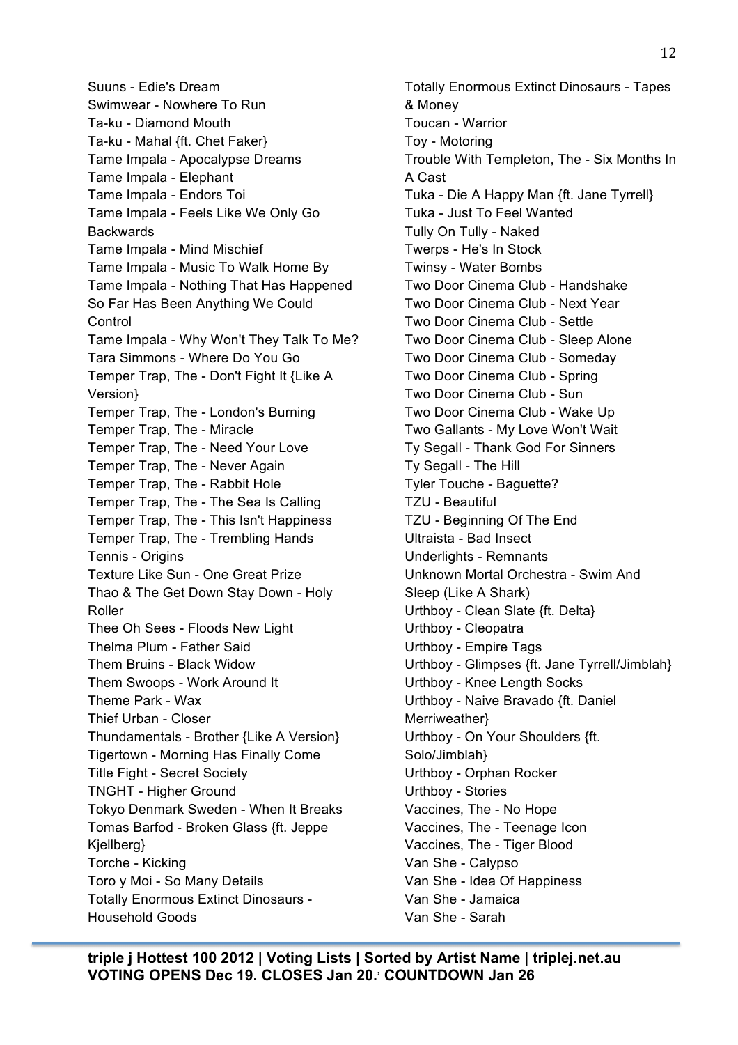Suuns - Edie's Dream
Swimwear - Nowhere To Run
Ta-ku - Diamond Mouth
Ta-ku - Mahal {ft. Chet Faker}
Tame Impala - Apocalypse Dreams
Tame Impala - Elephant
Tame Impala - Endors Toi
Tame Impala - Feels Like We Only Go Backwards
Tame Impala - Mind Mischief
Tame Impala - Music To Walk Home By
Tame Impala - Nothing That Has Happened So Far Has Been Anything We Could Control
Tame Impala - Why Won't They Talk To Me?
Tara Simmons - Where Do You Go
Temper Trap, The - Don't Fight It {Like A Version}
Temper Trap, The - London's Burning
Temper Trap, The - Miracle
Temper Trap, The - Need Your Love
Temper Trap, The - Never Again
Temper Trap, The - Rabbit Hole
Temper Trap, The - The Sea Is Calling
Temper Trap, The - This Isn't Happiness
Temper Trap, The - Trembling Hands
Tennis - Origins
Texture Like Sun - One Great Prize
Thao & The Get Down Stay Down - Holy Roller
Thee Oh Sees - Floods New Light
Thelma Plum - Father Said
Them Bruins - Black Widow
Them Swoops - Work Around It
Theme Park - Wax
Thief Urban - Closer
Thundamentals - Brother {Like A Version}
Tigertown - Morning Has Finally Come
Title Fight - Secret Society
TNGHT - Higher Ground
Tokyo Denmark Sweden - When It Breaks
Tomas Barfod - Broken Glass {ft. Jeppe Kjellberg}
Torche - Kicking
Toro y Moi - So Many Details
Totally Enormous Extinct Dinosaurs - Household Goods
Totally Enormous Extinct Dinosaurs - Tapes & Money
Toucan - Warrior
Toy - Motoring
Trouble With Templeton, The - Six Months In A Cast
Tuka - Die A Happy Man {ft. Jane Tyrrell}
Tuka - Just To Feel Wanted
Tully On Tully - Naked
Twerps - He's In Stock
Twinsy - Water Bombs
Two Door Cinema Club - Handshake
Two Door Cinema Club - Next Year
Two Door Cinema Club - Settle
Two Door Cinema Club - Sleep Alone
Two Door Cinema Club - Someday
Two Door Cinema Club - Spring
Two Door Cinema Club - Sun
Two Door Cinema Club - Wake Up
Two Gallants - My Love Won't Wait
Ty Segall - Thank God For Sinners
Ty Segall - The Hill
Tyler Touche - Baguette?
TZU - Beautiful
TZU - Beginning Of The End
Ultraista - Bad Insect
Underlights - Remnants
Unknown Mortal Orchestra - Swim And Sleep (Like A Shark)
Urthboy - Clean Slate {ft. Delta}
Urthboy - Cleopatra
Urthboy - Empire Tags
Urthboy - Glimpses {ft. Jane Tyrrell/Jimblah}
Urthboy - Knee Length Socks
Urthboy - Naive Bravado {ft. Daniel Merriweather}
Urthboy - On Your Shoulders {ft. Solo/Jimblah}
Urthboy - Orphan Rocker
Urthboy - Stories
Vaccines, The - No Hope
Vaccines, The - Teenage Icon
Vaccines, The - Tiger Blood
Van She - Calypso
Van She - Idea Of Happiness
Van She - Jamaica
Van She - Sarah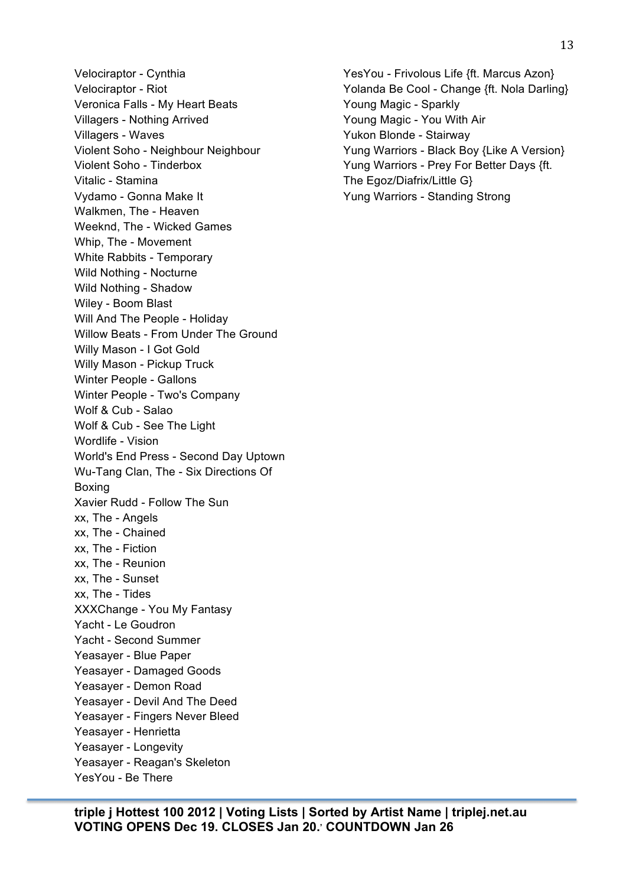Velociraptor - Cynthia
Velociraptor - Riot
Veronica Falls - My Heart Beats
Villagers - Nothing Arrived
Villagers - Waves
Violent Soho - Neighbour Neighbour
Violent Soho - Tinderbox
Vitalic - Stamina
Vydamo - Gonna Make It
Walkmen, The - Heaven
Weeknd, The - Wicked Games
Whip, The - Movement
White Rabbits - Temporary
Wild Nothing - Nocturne
Wild Nothing - Shadow
Wiley - Boom Blast
Will And The People - Holiday
Willow Beats - From Under The Ground
Willy Mason - I Got Gold
Willy Mason - Pickup Truck
Winter People - Gallons
Winter People - Two's Company
Wolf & Cub - Salao
Wolf & Cub - See The Light
Wordlife - Vision
World's End Press - Second Day Uptown
Wu-Tang Clan, The - Six Directions Of Boxing
Xavier Rudd - Follow The Sun
xx, The - Angels
xx, The - Chained
xx, The - Fiction
xx, The - Reunion
xx, The - Sunset
xx, The - Tides
XXXChange - You My Fantasy
Yacht - Le Goudron
Yacht - Second Summer
Yeasayer - Blue Paper
Yeasayer - Damaged Goods
Yeasayer - Demon Road
Yeasayer - Devil And The Deed
Yeasayer - Fingers Never Bleed
Yeasayer - Henrietta
Yeasayer - Longevity
Yeasayer - Reagan's Skeleton
YesYou - Be There
YesYou - Frivolous Life {ft. Marcus Azon}
Yolanda Be Cool - Change {ft. Nola Darling}
Young Magic - Sparkly
Young Magic - You With Air
Yukon Blonde - Stairway
Yung Warriors - Black Boy {Like A Version}
Yung Warriors - Prey For Better Days {ft. The Egoz/Diafrix/Little G}
Yung Warriors - Standing Strong